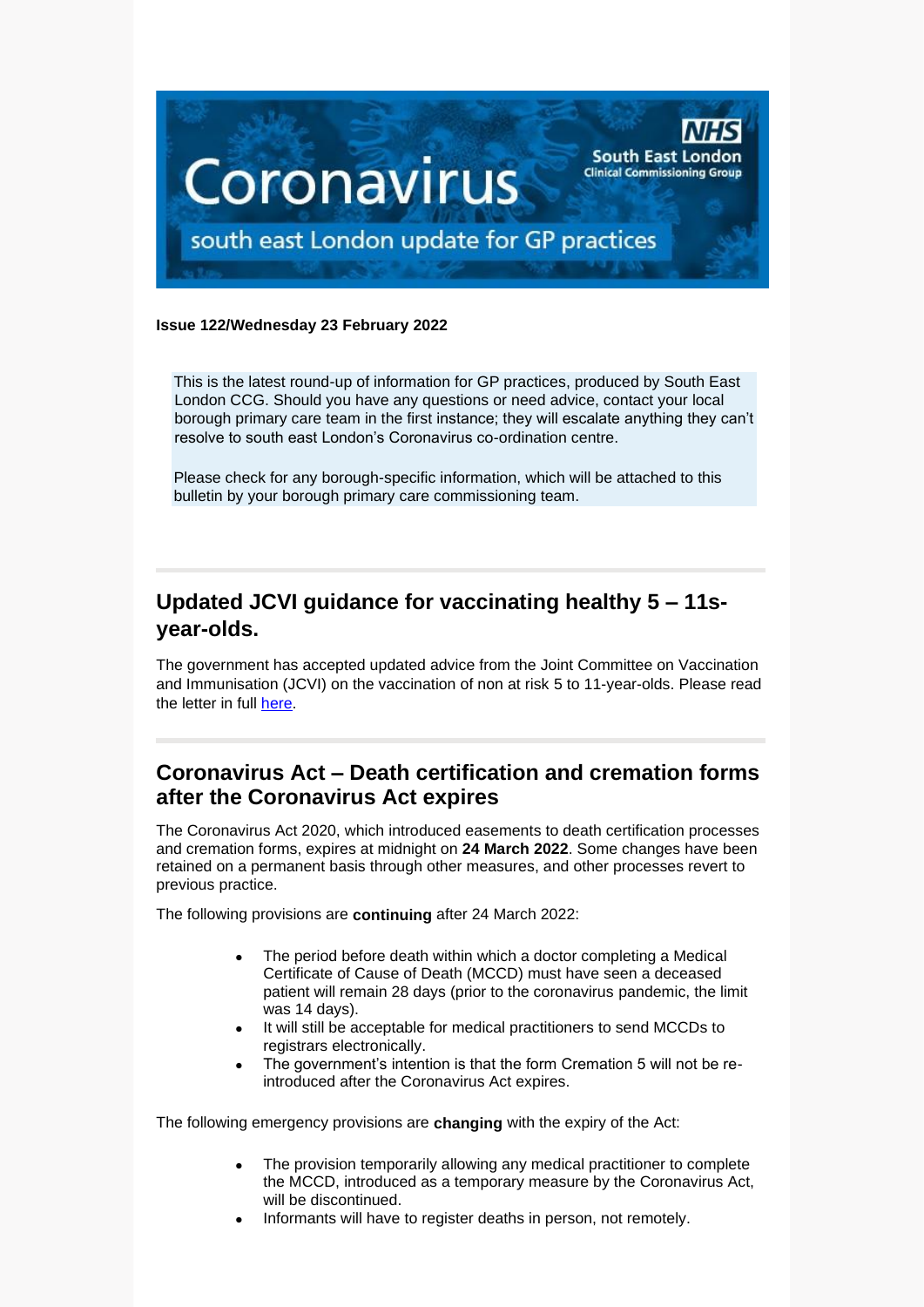Coronavirus

south east London update for GP practices

NHS South East London Clinical Commissioning Group

**Issue 122/Wednesday 23 February 2022**

This is the latest round-up of information for GP practices, produced by South East London CCG. Should you have any questions or need advice, contact your local borough primary care team in the first instance; they will escalate anything they can't resolve to south east London's Coronavirus co-ordination centre.

Please check for any borough-specific information, which will be attached to this bulletin by your borough primary care commissioning team.

---

## Updated JCVI guidance for vaccinating healthy 5 – 11s-year-olds.

The government has accepted updated advice from the Joint Committee on Vaccination and Immunisation (JCVI) on the vaccination of non at risk 5 to 11-year-olds. Please read the letter in full here.

---

## Coronavirus Act – Death certification and cremation forms after the Coronavirus Act expires

The Coronavirus Act 2020, which introduced easements to death certification processes and cremation forms, expires at midnight on **24 March 2022**. Some changes have been retained on a permanent basis through other measures, and other processes revert to previous practice.

The following provisions are **continuing** after 24 March 2022:

- The period before death within which a doctor completing a Medical Certificate of Cause of Death (MCCD) must have seen a deceased patient will remain 28 days (prior to the coronavirus pandemic, the limit was 14 days).
- It will still be acceptable for medical practitioners to send MCCDs to registrars electronically.
- The government's intention is that the form Cremation 5 will not be re-introduced after the Coronavirus Act expires.

The following emergency provisions are **changing** with the expiry of the Act:

- The provision temporarily allowing any medical practitioner to complete the MCCD, introduced as a temporary measure by the Coronavirus Act, will be discontinued.
- Informants will have to register deaths in person, not remotely.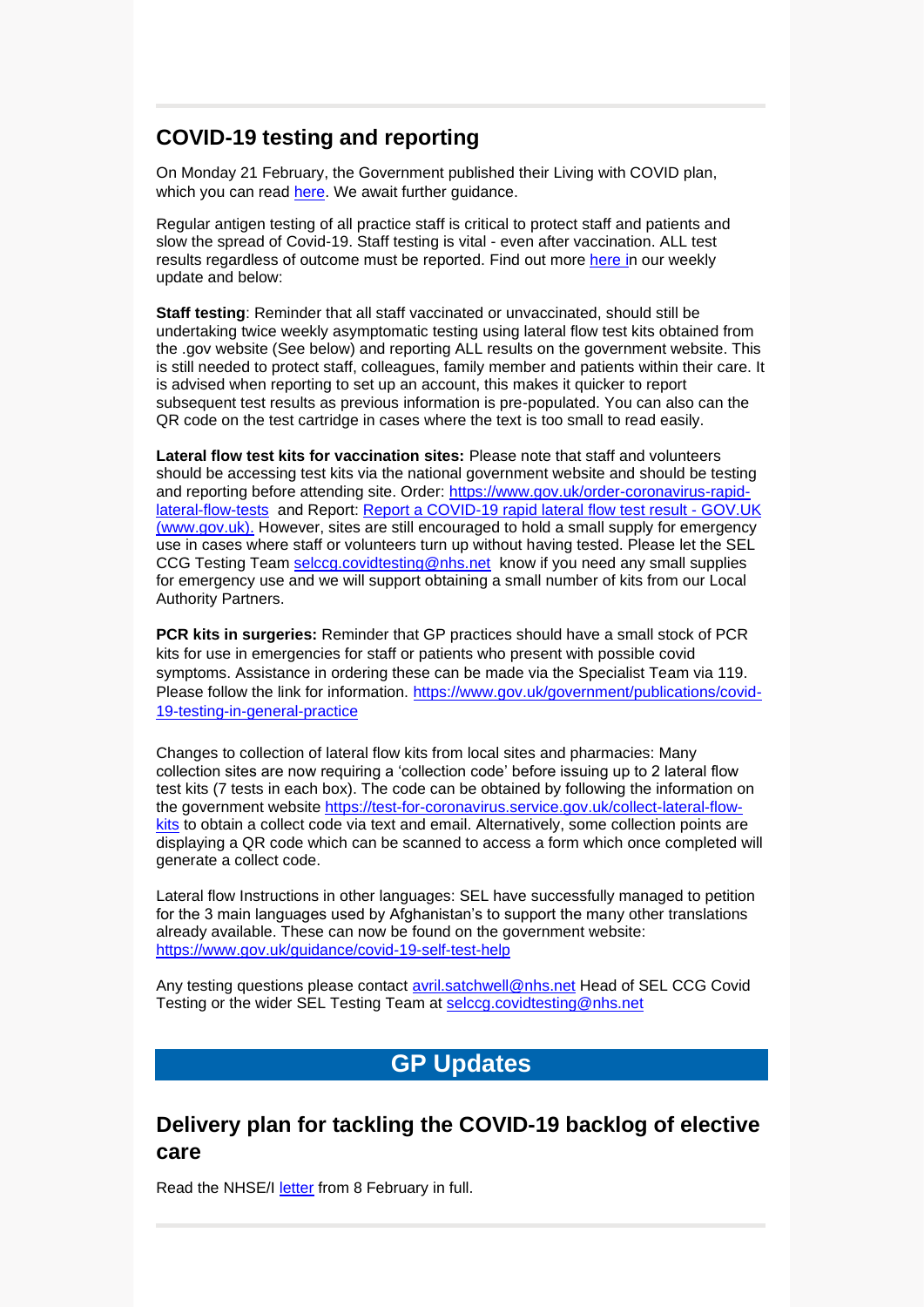## COVID-19 testing and reporting

On Monday 21 February, the Government published their Living with COVID plan, which you can read [here](). We await further guidance.

Regular antigen testing of all practice staff is critical to protect staff and patients and slow the spread of Covid-19. Staff testing is vital - even after vaccination. ALL test results regardless of outcome must be reported. Find out more [here ]()in our weekly update and below:

**Staff testing**: Reminder that all staff vaccinated or unvaccinated, should still be undertaking twice weekly asymptomatic testing using lateral flow test kits obtained from the .gov website (See below) and reporting ALL results on the government website. This is still needed to protect staff, colleagues, family member and patients within their care. It is advised when reporting to set up an account, this makes it quicker to report subsequent test results as previous information is pre-populated. You can also can the QR code on the test cartridge in cases where the text is too small to read easily.

**Lateral flow test kits for vaccination sites:** Please note that staff and volunteers should be accessing test kits via the national government website and should be testing and reporting before attending site. Order: https://www.gov.uk/order-coronavirus-rapid-lateral-flow-tests and Report: [Report a COVID-19 rapid lateral flow test result - GOV.UK (www.gov.uk).]() However, sites are still encouraged to hold a small supply for emergency use in cases where staff or volunteers turn up without having tested. Please let the SEL CCG Testing Team selccg.covidtesting@nhs.net know if you need any small supplies for emergency use and we will support obtaining a small number of kits from our Local Authority Partners.

**PCR kits in surgeries:** Reminder that GP practices should have a small stock of PCR kits for use in emergencies for staff or patients who present with possible covid symptoms. Assistance in ordering these can be made via the Specialist Team via 119. Please follow the link for information. https://www.gov.uk/government/publications/covid-19-testing-in-general-practice

Changes to collection of lateral flow kits from local sites and pharmacies: Many collection sites are now requiring a 'collection code' before issuing up to 2 lateral flow test kits (7 tests in each box). The code can be obtained by following the information on the government website https://test-for-coronavirus.service.gov.uk/collect-lateral-flow-kits to obtain a collect code via text and email. Alternatively, some collection points are displaying a QR code which can be scanned to access a form which once completed will generate a collect code.

Lateral flow Instructions in other languages: SEL have successfully managed to petition for the 3 main languages used by Afghanistan's to support the many other translations already available. These can now be found on the government website: https://www.gov.uk/guidance/covid-19-self-test-help

Any testing questions please contact avril.satchwell@nhs.net Head of SEL CCG Covid Testing or the wider SEL Testing Team at selccg.covidtesting@nhs.net

# GP Updates

## Delivery plan for tackling the COVID-19 backlog of elective care

Read the NHSE/I [letter]() from 8 February in full.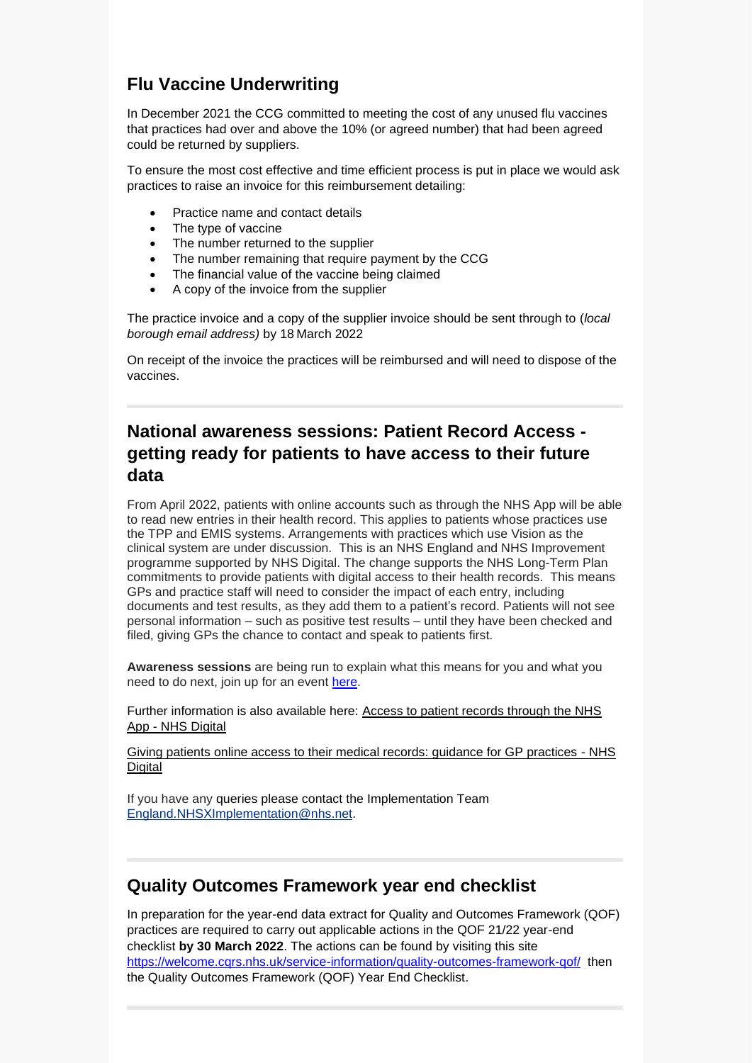## Flu Vaccine Underwriting

In December 2021 the CCG committed to meeting the cost of any unused flu vaccines that practices had over and above the 10% (or agreed number) that had been agreed could be returned by suppliers.

To ensure the most cost effective and time efficient process is put in place we would ask practices to raise an invoice for this reimbursement detailing:

- Practice name and contact details
- The type of vaccine
- The number returned to the supplier
- The number remaining that require payment by the CCG
- The financial value of the vaccine being claimed
- A copy of the invoice from the supplier

The practice invoice and a copy of the supplier invoice should be sent through to (*local borough email address)* by 18 March 2022

On receipt of the invoice the practices will be reimbursed and will need to dispose of the vaccines.

## National awareness sessions: Patient Record Access - getting ready for patients to have access to their future data

From April 2022, patients with online accounts such as through the NHS App will be able to read new entries in their health record. This applies to patients whose practices use the TPP and EMIS systems. Arrangements with practices which use Vision as the clinical system are under discussion. This is an NHS England and NHS Improvement programme supported by NHS Digital. The change supports the NHS Long-Term Plan commitments to provide patients with digital access to their health records. This means GPs and practice staff will need to consider the impact of each entry, including documents and test results, as they add them to a patient's record. Patients will not see personal information – such as positive test results – until they have been checked and filed, giving GPs the chance to contact and speak to patients first.

**Awareness sessions** are being run to explain what this means for you and what you need to do next, join up for an event here.

Further information is also available here: Access to patient records through the NHS App - NHS Digital

Giving patients online access to their medical records: guidance for GP practices - NHS Digital

If you have any queries please contact the Implementation Team England.NHSXImplementation@nhs.net.

## Quality Outcomes Framework year end checklist

In preparation for the year-end data extract for Quality and Outcomes Framework (QOF) practices are required to carry out applicable actions in the QOF 21/22 year-end checklist **by 30 March 2022**. The actions can be found by visiting this site https://welcome.cqrs.nhs.uk/service-information/quality-outcomes-framework-qof/ then the Quality Outcomes Framework (QOF) Year End Checklist.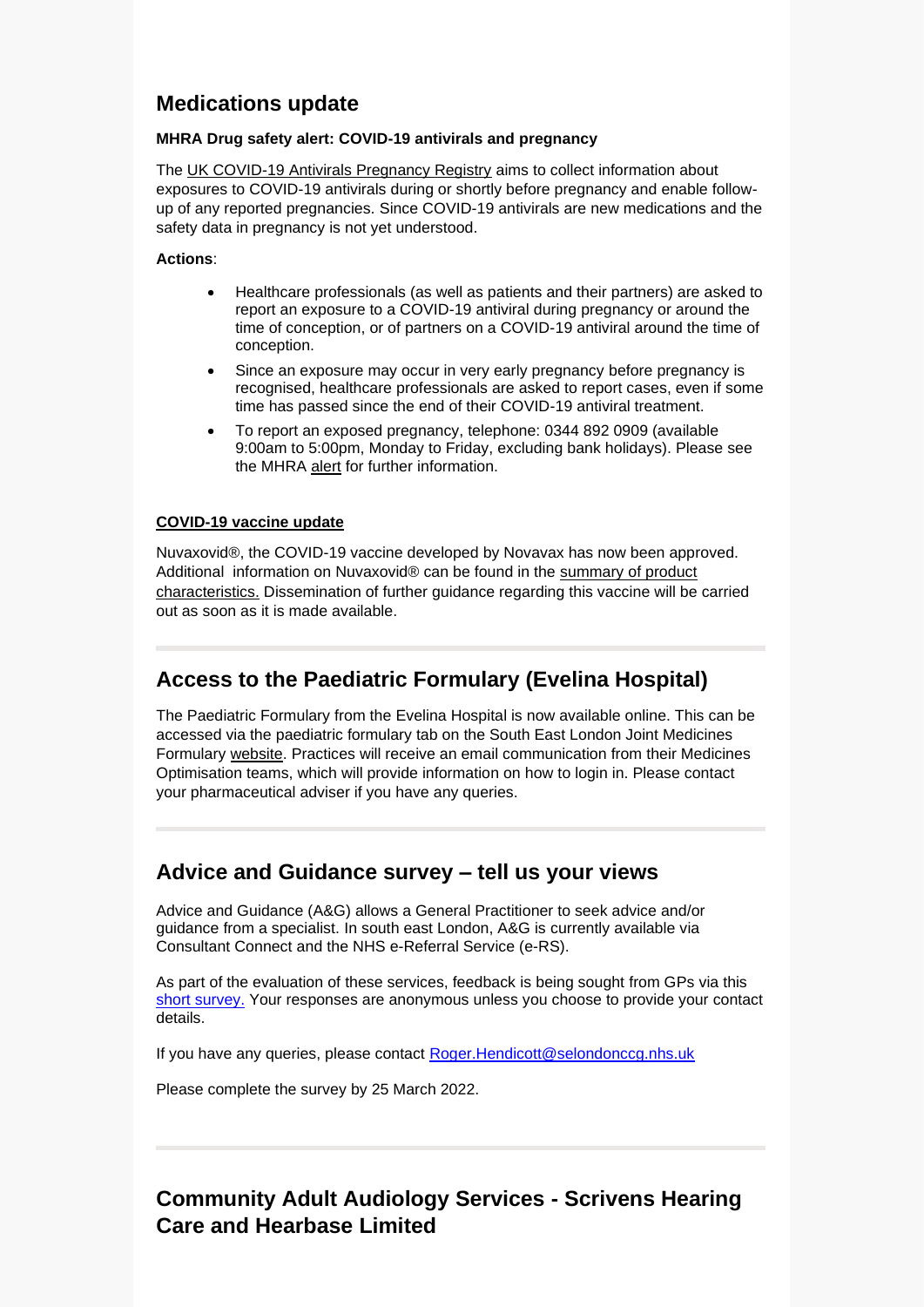## Medications update

**MHRA Drug safety alert: COVID-19 antivirals and pregnancy**

The UK COVID-19 Antivirals Pregnancy Registry aims to collect information about exposures to COVID-19 antivirals during or shortly before pregnancy and enable follow-up of any reported pregnancies. Since COVID-19 antivirals are new medications and the safety data in pregnancy is not yet understood.

**Actions**:

- Healthcare professionals (as well as patients and their partners) are asked to report an exposure to a COVID-19 antiviral during pregnancy or around the time of conception, or of partners on a COVID-19 antiviral around the time of conception.
- Since an exposure may occur in very early pregnancy before pregnancy is recognised, healthcare professionals are asked to report cases, even if some time has passed since the end of their COVID-19 antiviral treatment.
- To report an exposed pregnancy, telephone: 0344 892 0909 (available 9:00am to 5:00pm, Monday to Friday, excluding bank holidays). Please see the MHRA alert for further information.

**COVID-19 vaccine update**

Nuvaxovid®, the COVID-19 vaccine developed by Novavax has now been approved. Additional information on Nuvaxovid® can be found in the summary of product characteristics. Dissemination of further guidance regarding this vaccine will be carried out as soon as it is made available.

## Access to the Paediatric Formulary (Evelina Hospital)

The Paediatric Formulary from the Evelina Hospital is now available online. This can be accessed via the paediatric formulary tab on the South East London Joint Medicines Formulary website. Practices will receive an email communication from their Medicines Optimisation teams, which will provide information on how to login in. Please contact your pharmaceutical adviser if you have any queries.

## Advice and Guidance survey – tell us your views

Advice and Guidance (A&G) allows a General Practitioner to seek advice and/or guidance from a specialist. In south east London, A&G is currently available via Consultant Connect and the NHS e-Referral Service (e-RS).

As part of the evaluation of these services, feedback is being sought from GPs via this short survey. Your responses are anonymous unless you choose to provide your contact details.

If you have any queries, please contact Roger.Hendicott@selondonccg.nhs.uk

Please complete the survey by 25 March 2022.

## Community Adult Audiology Services - Scrivens Hearing Care and Hearbase Limited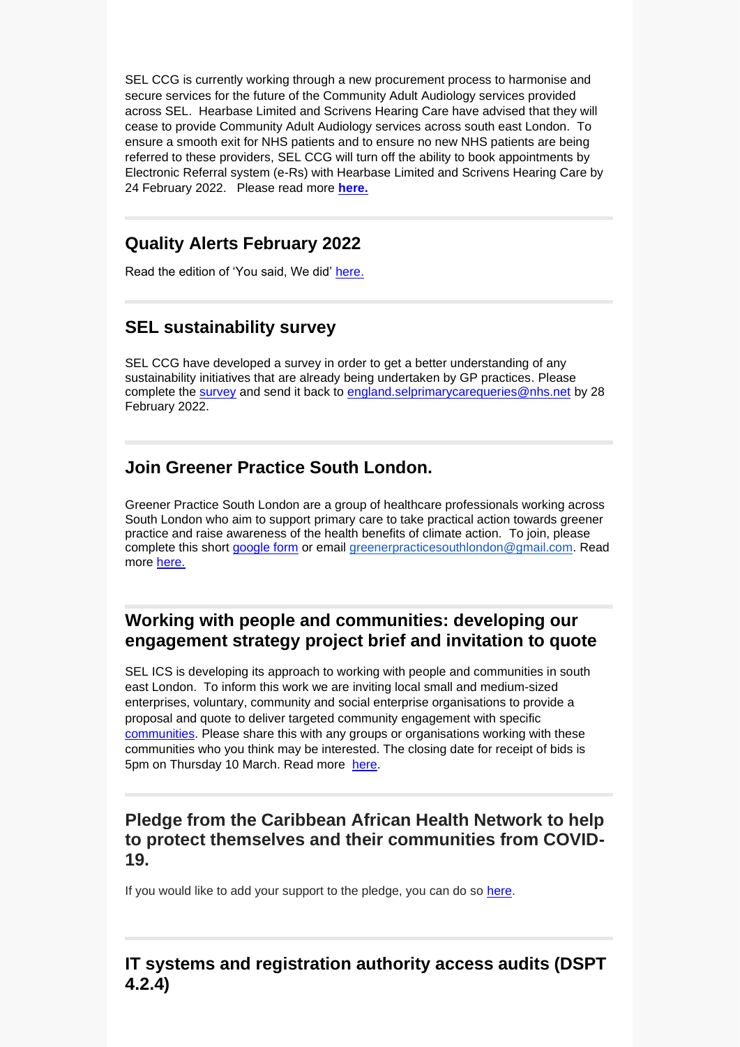SEL CCG is currently working through a new procurement process to harmonise and secure services for the future of the Community Adult Audiology services provided across SEL. Hearbase Limited and Scrivens Hearing Care have advised that they will cease to provide Community Adult Audiology services across south east London. To ensure a smooth exit for NHS patients and to ensure no new NHS patients are being referred to these providers, SEL CCG will turn off the ability to book appointments by Electronic Referral system (e-Rs) with Hearbase Limited and Scrivens Hearing Care by 24 February 2022. Please read more **here.**

---

## Quality Alerts February 2022

Read the edition of 'You said, We did' here.

---

## SEL sustainability survey

SEL CCG have developed a survey in order to get a better understanding of any sustainability initiatives that are already being undertaken by GP practices. Please complete the survey and send it back to england.selprimarycarequeries@nhs.net by 28 February 2022.

---

## Join Greener Practice South London.

Greener Practice South London are a group of healthcare professionals working across South London who aim to support primary care to take practical action towards greener practice and raise awareness of the health benefits of climate action. To join, please complete this short google form or email greenerpracticesouthlondon@gmail.com. Read more here.

---

## Working with people and communities: developing our engagement strategy project brief and invitation to quote

SEL ICS is developing its approach to working with people and communities in south east London. To inform this work we are inviting local small and medium-sized enterprises, voluntary, community and social enterprise organisations to provide a proposal and quote to deliver targeted community engagement with specific communities. Please share this with any groups or organisations working with these communities who you think may be interested. The closing date for receipt of bids is 5pm on Thursday 10 March. Read more here.

---

## Pledge from the Caribbean African Health Network to help to protect themselves and their communities from COVID-19.

If you would like to add your support to the pledge, you can do so here.

---

## IT systems and registration authority access audits (DSPT 4.2.4)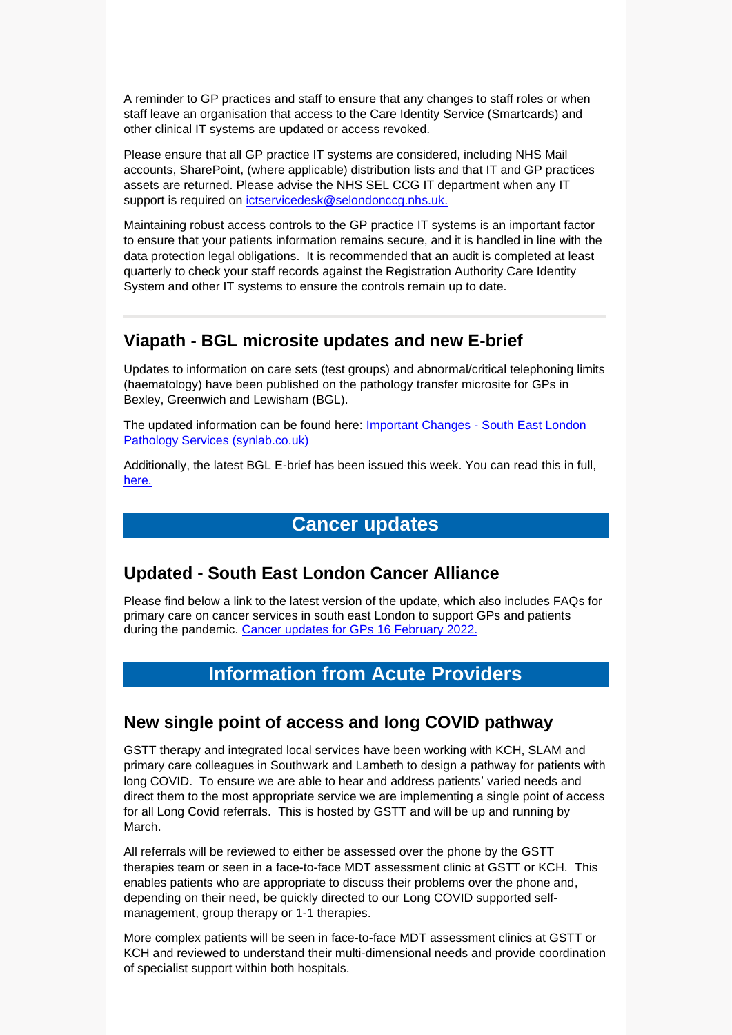A reminder to GP practices and staff to ensure that any changes to staff roles or when staff leave an organisation that access to the Care Identity Service (Smartcards) and other clinical IT systems are updated or access revoked.

Please ensure that all GP practice IT systems are considered, including NHS Mail accounts, SharePoint, (where applicable) distribution lists and that IT and GP practices assets are returned. Please advise the NHS SEL CCG IT department when any IT support is required on [ictservicedesk@selondonccg.nhs.uk.](mailto:ictservicedesk@selondonccg.nhs.uk)

Maintaining robust access controls to the GP practice IT systems is an important factor to ensure that your patients information remains secure, and it is handled in line with the data protection legal obligations. It is recommended that an audit is completed at least quarterly to check your staff records against the Registration Authority Care Identity System and other IT systems to ensure the controls remain up to date.

---

## Viapath - BGL microsite updates and new E-brief

Updates to information on care sets (test groups) and abnormal/critical telephoning limits (haematology) have been published on the pathology transfer microsite for GPs in Bexley, Greenwich and Lewisham (BGL).

The updated information can be found here: Important Changes - South East London Pathology Services (synlab.co.uk)

Additionally, the latest BGL E-brief has been issued this week. You can read this in full, here.

# Cancer updates

## Updated - South East London Cancer Alliance

Please find below a link to the latest version of the update, which also includes FAQs for primary care on cancer services in south east London to support GPs and patients during the pandemic. Cancer updates for GPs 16 February 2022.

# Information from Acute Providers

## New single point of access and long COVID pathway

GSTT therapy and integrated local services have been working with KCH, SLAM and primary care colleagues in Southwark and Lambeth to design a pathway for patients with long COVID. To ensure we are able to hear and address patients' varied needs and direct them to the most appropriate service we are implementing a single point of access for all Long Covid referrals. This is hosted by GSTT and will be up and running by March.

All referrals will be reviewed to either be assessed over the phone by the GSTT therapies team or seen in a face-to-face MDT assessment clinic at GSTT or KCH. This enables patients who are appropriate to discuss their problems over the phone and, depending on their need, be quickly directed to our Long COVID supported self-management, group therapy or 1-1 therapies.

More complex patients will be seen in face-to-face MDT assessment clinics at GSTT or KCH and reviewed to understand their multi-dimensional needs and provide coordination of specialist support within both hospitals.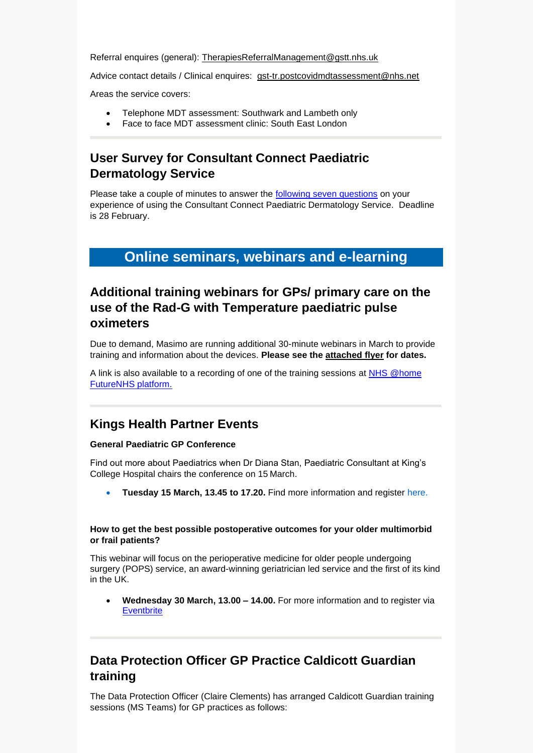Referral enquires (general): TherapiesReferralManagement@gstt.nhs.uk

Advice contact details / Clinical enquires: gst-tr.postcovidmdtassessment@nhs.net

Areas the service covers:

- Telephone MDT assessment: Southwark and Lambeth only
- Face to face MDT assessment clinic: South East London

## User Survey for Consultant Connect Paediatric Dermatology Service

Please take a couple of minutes to answer the following seven questions on your experience of using the Consultant Connect Paediatric Dermatology Service. Deadline is 28 February.

# Online seminars, webinars and e-learning

## Additional training webinars for GPs/ primary care on the use of the Rad-G with Temperature paediatric pulse oximeters

Due to demand, Masimo are running additional 30-minute webinars in March to provide training and information about the devices. **Please see the attached flyer for dates.**

A link is also available to a recording of one of the training sessions at NHS @home FutureNHS platform.

## Kings Health Partner Events

**General Paediatric GP Conference**

Find out more about Paediatrics when Dr Diana Stan, Paediatric Consultant at King's College Hospital chairs the conference on 15 March.

- **Tuesday 15 March, 13.45 to 17.20.** Find more information and register here.

**How to get the best possible postoperative outcomes for your older multimorbid or frail patients?**

This webinar will focus on the perioperative medicine for older people undergoing surgery (POPS) service, an award-winning geriatrician led service and the first of its kind in the UK.

- **Wednesday 30 March, 13.00 – 14.00.** For more information and to register via Eventbrite

## Data Protection Officer GP Practice Caldicott Guardian training

The Data Protection Officer (Claire Clements) has arranged Caldicott Guardian training sessions (MS Teams) for GP practices as follows: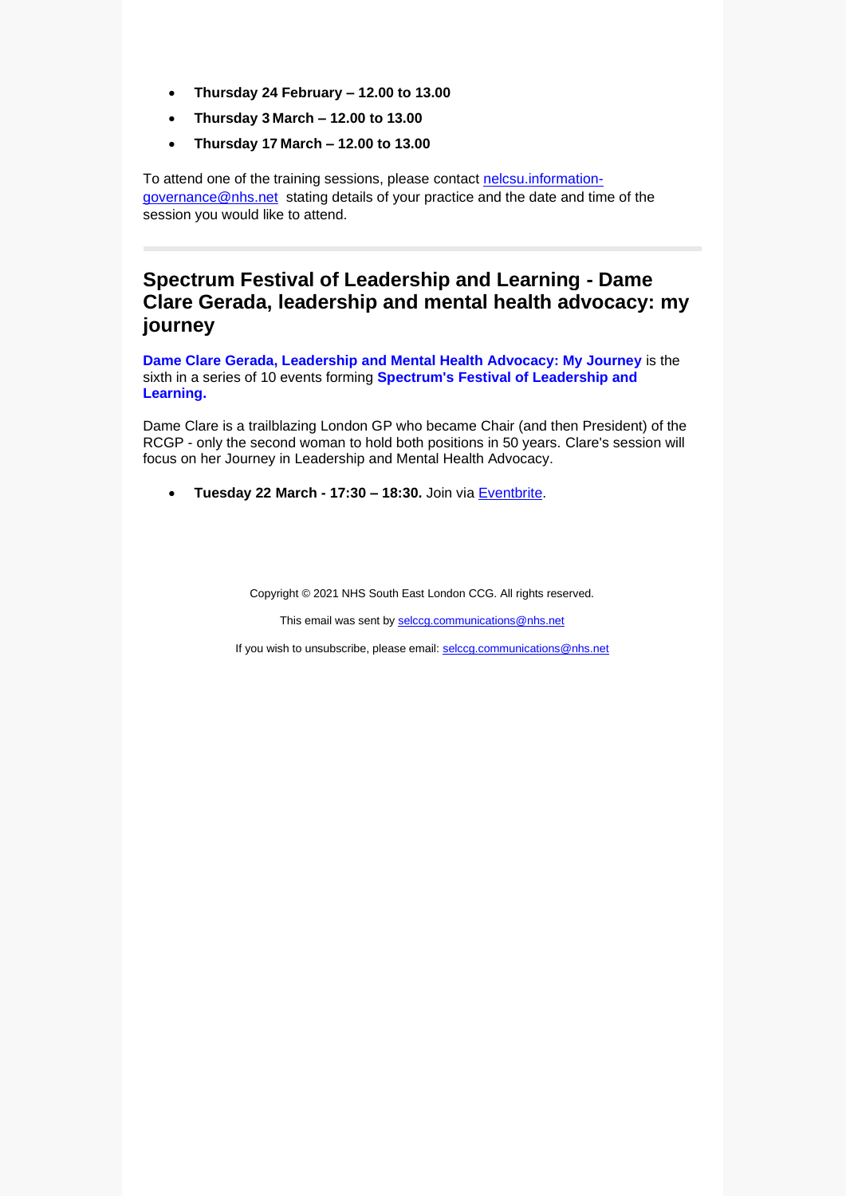- **Thursday 24 February – 12.00 to 13.00**
- **Thursday 3 March – 12.00 to 13.00**
- **Thursday 17 March – 12.00 to 13.00**

To attend one of the training sessions, please contact nelcsu.information-governance@nhs.net stating details of your practice and the date and time of the session you would like to attend.

---

## Spectrum Festival of Leadership and Learning - Dame Clare Gerada, leadership and mental health advocacy: my journey

**Dame Clare Gerada, Leadership and Mental Health Advocacy: My Journey** is the sixth in a series of 10 events forming **Spectrum's Festival of Leadership and Learning.**

Dame Clare is a trailblazing London GP who became Chair (and then President) of the RCGP - only the second woman to hold both positions in 50 years. Clare's session will focus on her Journey in Leadership and Mental Health Advocacy.

- **Tuesday 22 March - 17:30 – 18:30.** Join via Eventbrite.

Copyright © 2021 NHS South East London CCG. All rights reserved.

This email was sent by selccg.communications@nhs.net

If you wish to unsubscribe, please email: selccg.communications@nhs.net